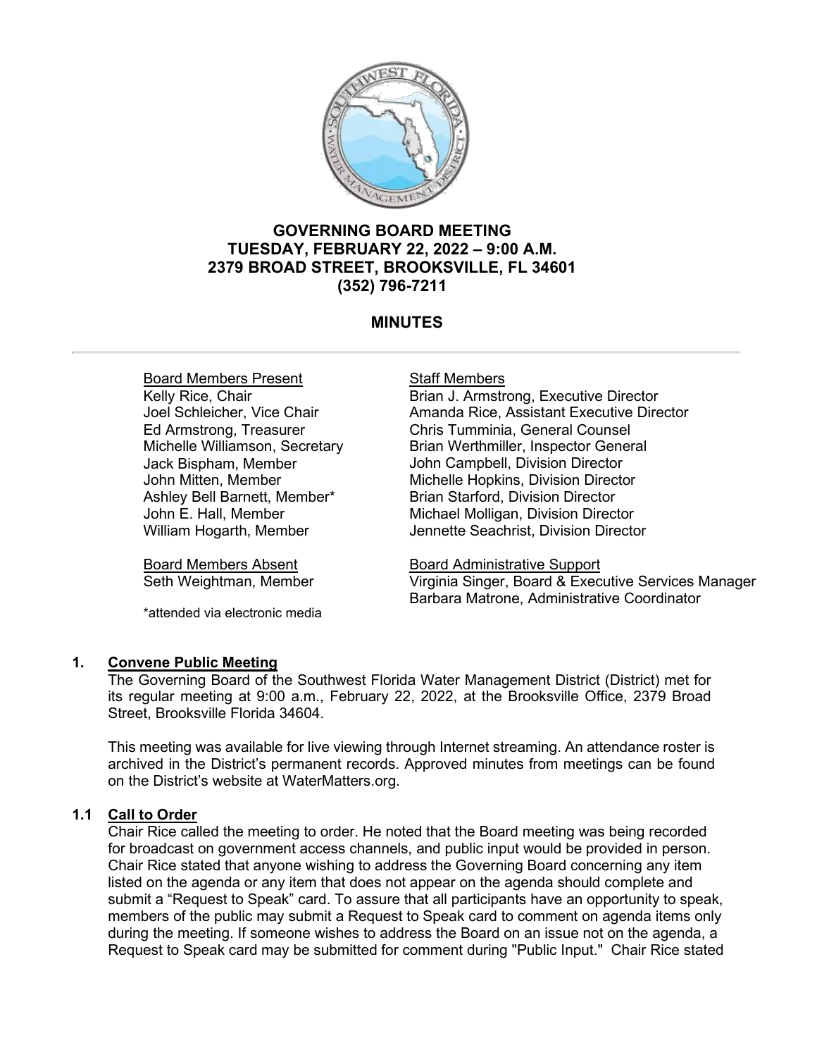# GOVERNING BOARD MEETING
## TUESDAY, FEBRUARY 22, 2022 – 9:00 A.M.
## 2379 BROAD STREET, BROOKSVILLE, FL 34601
## (352) 796-7211

## MINUTES

---

| Board Members Present | Staff Members |
|---|---|
| Kelly Rice, Chair | Brian J. Armstrong, Executive Director |
| Joel Schleicher, Vice Chair | Amanda Rice, Assistant Executive Director |
| Ed Armstrong, Treasurer | Chris Tumminia, General Counsel |
| Michelle Williamson, Secretary | Brian Werthmiller, Inspector General |
| Jack Bispham, Member | John Campbell, Division Director |
| John Mitten, Member | Michelle Hopkins, Division Director |
| Ashley Bell Barnett, Member* | Brian Starford, Division Director |
| John E. Hall, Member | Michael Molligan, Division Director |
| William Hogarth, Member | Jennette Seachrist, Division Director |

| Board Members Absent | Board Administrative Support |
|---|---|
| Seth Weightman, Member | Virginia Singer, Board & Executive Services Manager |
| | Barbara Matrone, Administrative Coordinator |

*attended via electronic media

### 1. Convene Public Meeting

The Governing Board of the Southwest Florida Water Management District (District) met for its regular meeting at 9:00 a.m., February 22, 2022, at the Brooksville Office, 2379 Broad Street, Brooksville Florida 34604.

This meeting was available for live viewing through Internet streaming. An attendance roster is archived in the District's permanent records. Approved minutes from meetings can be found on the District's website at WaterMatters.org.

### 1.1 Call to Order

Chair Rice called the meeting to order. He noted that the Board meeting was being recorded for broadcast on government access channels, and public input would be provided in person. Chair Rice stated that anyone wishing to address the Governing Board concerning any item listed on the agenda or any item that does not appear on the agenda should complete and submit a "Request to Speak" card. To assure that all participants have an opportunity to speak, members of the public may submit a Request to Speak card to comment on agenda items only during the meeting. If someone wishes to address the Board on an issue not on the agenda, a Request to Speak card may be submitted for comment during "Public Input." Chair Rice stated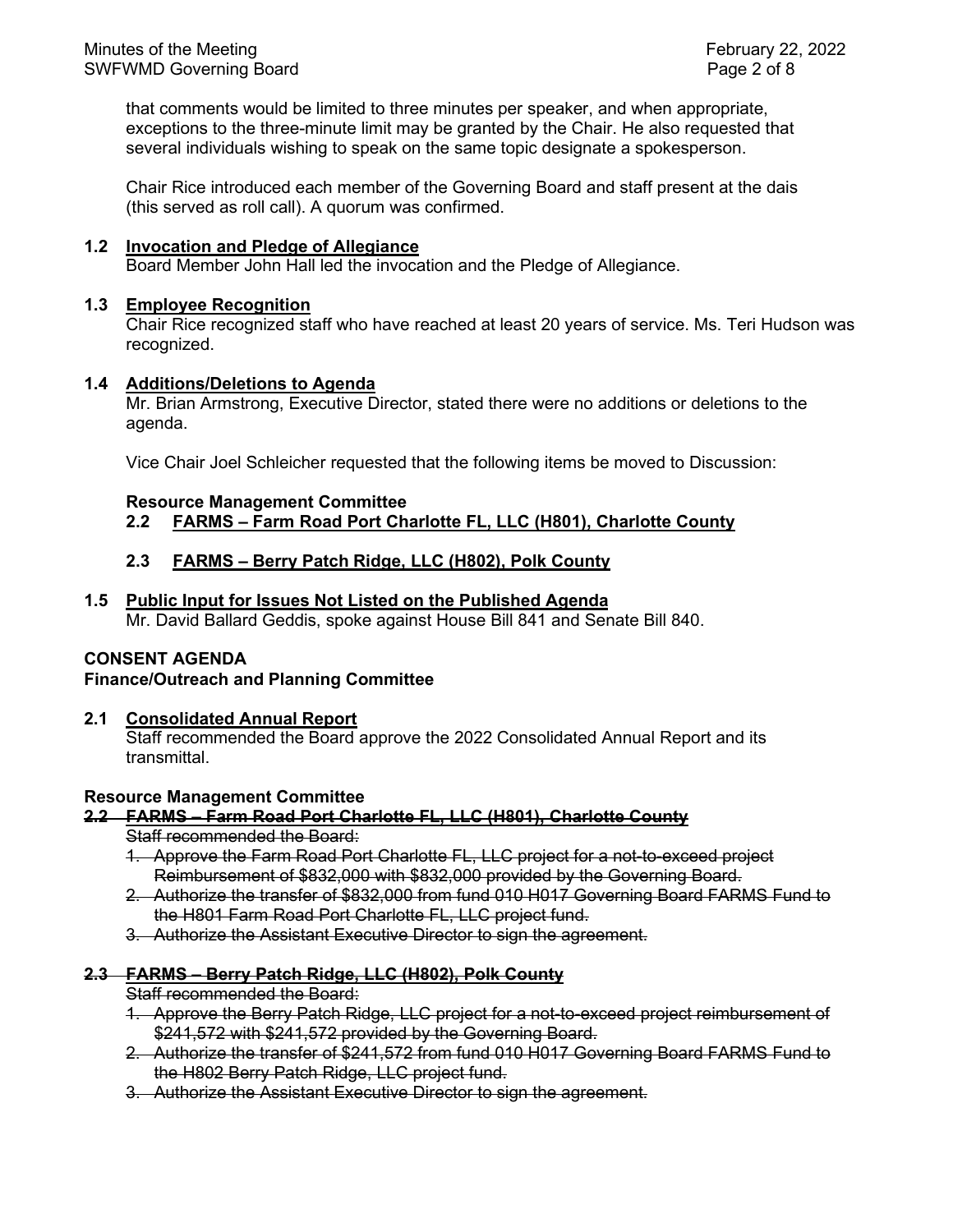that comments would be limited to three minutes per speaker, and when appropriate, exceptions to the three-minute limit may be granted by the Chair. He also requested that several individuals wishing to speak on the same topic designate a spokesperson.

Chair Rice introduced each member of the Governing Board and staff present at the dais (this served as roll call). A quorum was confirmed.

**1.2 Invocation and Pledge of Allegiance**

Board Member John Hall led the invocation and the Pledge of Allegiance.

**1.3 Employee Recognition**

Chair Rice recognized staff who have reached at least 20 years of service. Ms. Teri Hudson was recognized.

**1.4 Additions/Deletions to Agenda**

Mr. Brian Armstrong, Executive Director, stated there were no additions or deletions to the agenda.

Vice Chair Joel Schleicher requested that the following items be moved to Discussion:

**Resource Management Committee**

**2.2 FARMS – Farm Road Port Charlotte FL, LLC (H801), Charlotte County**

**2.3 FARMS – Berry Patch Ridge, LLC (H802), Polk County**

**1.5 Public Input for Issues Not Listed on the Published Agenda**

Mr. David Ballard Geddis, spoke against House Bill 841 and Senate Bill 840.

**CONSENT AGENDA**

**Finance/Outreach and Planning Committee**

**2.1 Consolidated Annual Report**

Staff recommended the Board approve the 2022 Consolidated Annual Report and its transmittal.

**Resource Management Committee**

~~**2.2 FARMS – Farm Road Port Charlotte FL, LLC (H801), Charlotte County**~~

~~Staff recommended the Board:~~

1. ~~Approve the Farm Road Port Charlotte FL, LLC project for a not-to-exceed project Reimbursement of $832,000 with $832,000 provided by the Governing Board.~~
2. ~~Authorize the transfer of $832,000 from fund 010 H017 Governing Board FARMS Fund to the H801 Farm Road Port Charlotte FL, LLC project fund.~~
3. ~~Authorize the Assistant Executive Director to sign the agreement.~~

~~**2.3 FARMS – Berry Patch Ridge, LLC (H802), Polk County**~~

~~Staff recommended the Board:~~

1. ~~Approve the Berry Patch Ridge, LLC project for a not-to-exceed project reimbursement of $241,572 with $241,572 provided by the Governing Board.~~
2. ~~Authorize the transfer of $241,572 from fund 010 H017 Governing Board FARMS Fund to the H802 Berry Patch Ridge, LLC project fund.~~
3. ~~Authorize the Assistant Executive Director to sign the agreement.~~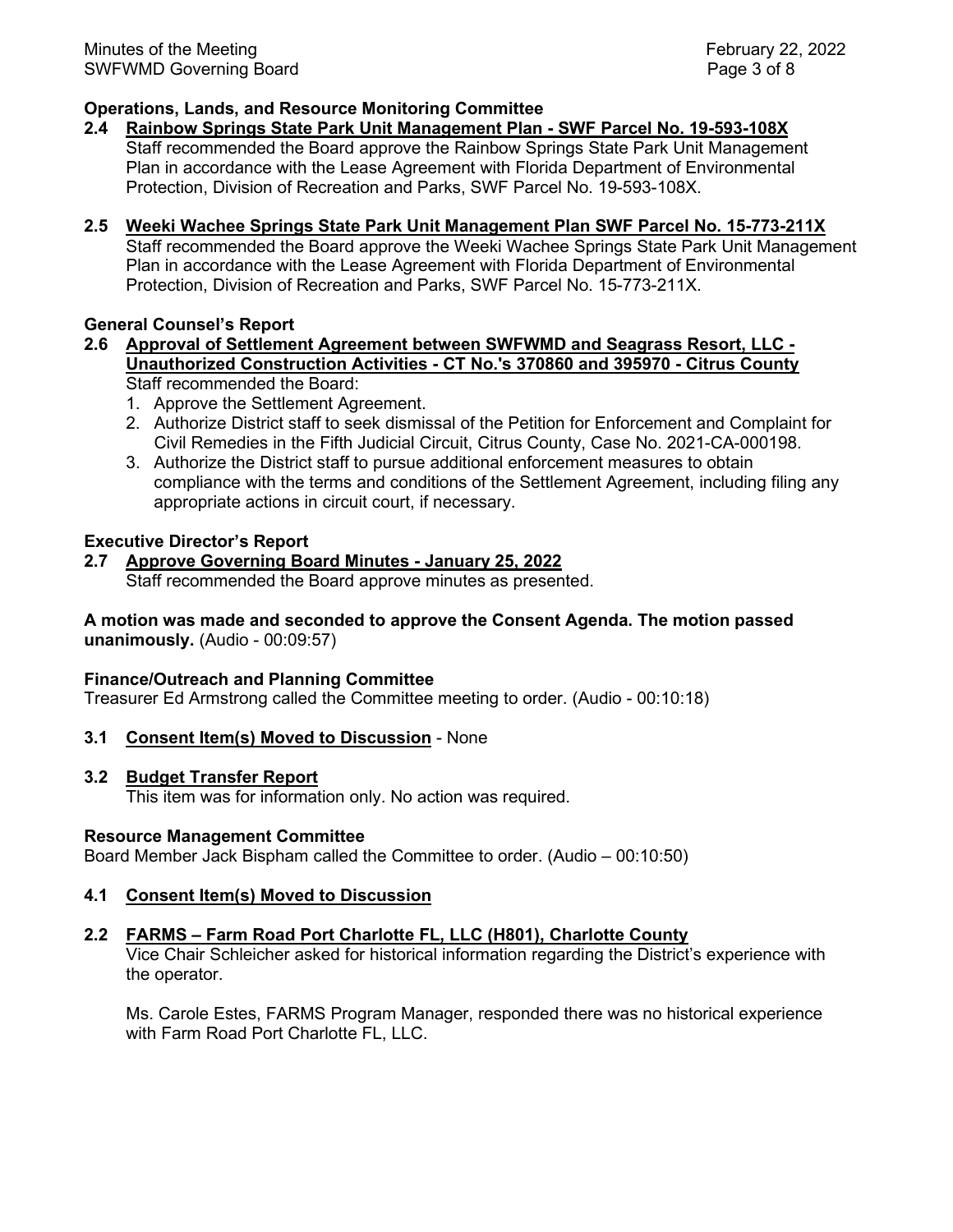**Operations, Lands, and Resource Monitoring Committee**

**2.4 Rainbow Springs State Park Unit Management Plan - SWF Parcel No. 19-593-108X**

Staff recommended the Board approve the Rainbow Springs State Park Unit Management Plan in accordance with the Lease Agreement with Florida Department of Environmental Protection, Division of Recreation and Parks, SWF Parcel No. 19-593-108X.

**2.5 Weeki Wachee Springs State Park Unit Management Plan SWF Parcel No. 15-773-211X**

Staff recommended the Board approve the Weeki Wachee Springs State Park Unit Management Plan in accordance with the Lease Agreement with Florida Department of Environmental Protection, Division of Recreation and Parks, SWF Parcel No. 15-773-211X.

**General Counsel's Report**

**2.6 Approval of Settlement Agreement between SWFWMD and Seagrass Resort, LLC - Unauthorized Construction Activities - CT No.'s 370860 and 395970 - Citrus County**

Staff recommended the Board:

1. Approve the Settlement Agreement.
2. Authorize District staff to seek dismissal of the Petition for Enforcement and Complaint for Civil Remedies in the Fifth Judicial Circuit, Citrus County, Case No. 2021-CA-000198.
3. Authorize the District staff to pursue additional enforcement measures to obtain compliance with the terms and conditions of the Settlement Agreement, including filing any appropriate actions in circuit court, if necessary.

**Executive Director's Report**

**2.7 Approve Governing Board Minutes - January 25, 2022**

Staff recommended the Board approve minutes as presented.

**A motion was made and seconded to approve the Consent Agenda. The motion passed unanimously.** (Audio - 00:09:57)

**Finance/Outreach and Planning Committee**

Treasurer Ed Armstrong called the Committee meeting to order. (Audio - 00:10:18)

**3.1 Consent Item(s) Moved to Discussion** - None

**3.2 Budget Transfer Report**

This item was for information only. No action was required.

**Resource Management Committee**

Board Member Jack Bispham called the Committee to order. (Audio – 00:10:50)

**4.1 Consent Item(s) Moved to Discussion**

**2.2 FARMS – Farm Road Port Charlotte FL, LLC (H801), Charlotte County**

Vice Chair Schleicher asked for historical information regarding the District's experience with the operator.

Ms. Carole Estes, FARMS Program Manager, responded there was no historical experience with Farm Road Port Charlotte FL, LLC.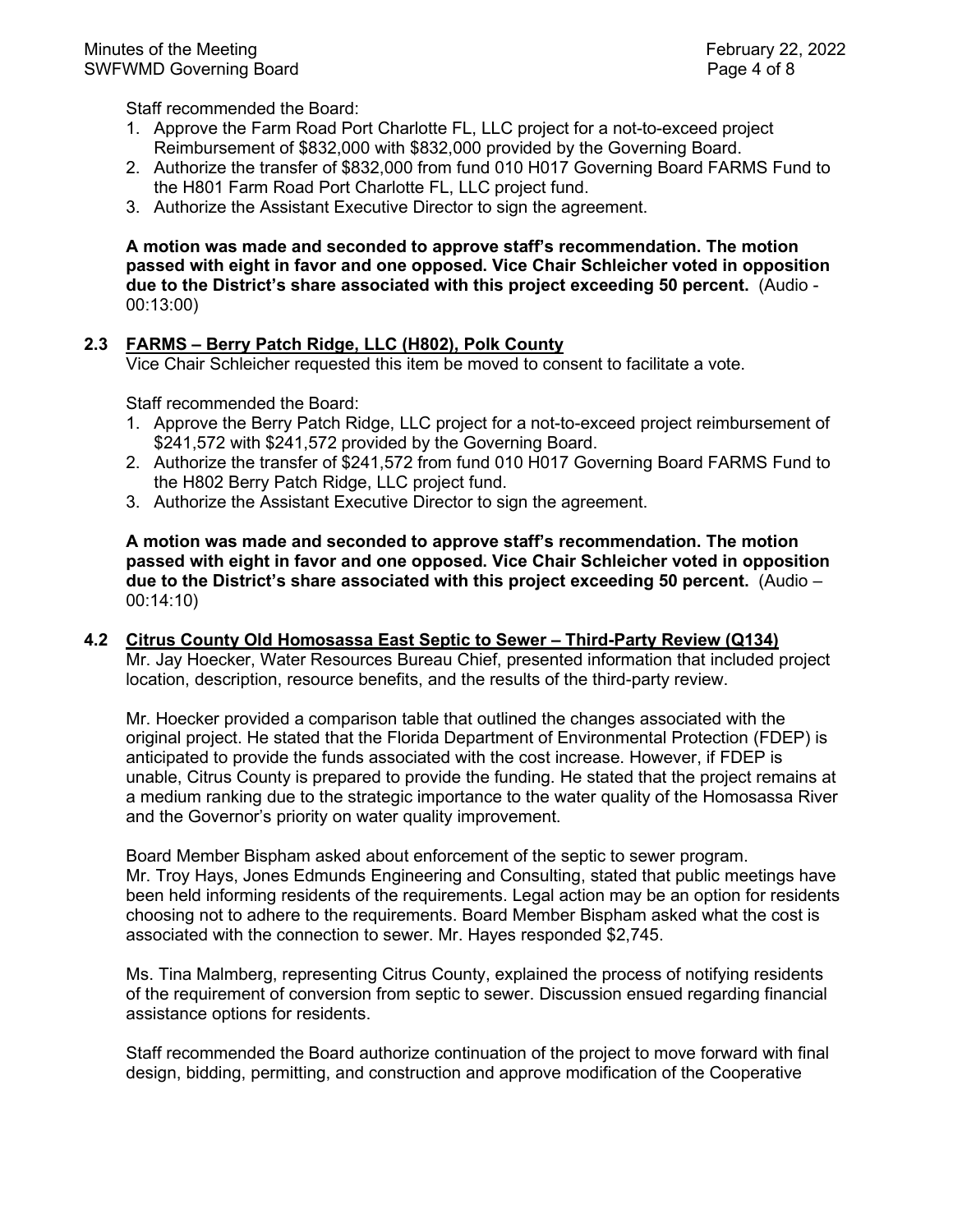Staff recommended the Board:

1. Approve the Farm Road Port Charlotte FL, LLC project for a not-to-exceed project Reimbursement of $832,000 with $832,000 provided by the Governing Board.
2. Authorize the transfer of $832,000 from fund 010 H017 Governing Board FARMS Fund to the H801 Farm Road Port Charlotte FL, LLC project fund.
3. Authorize the Assistant Executive Director to sign the agreement.

**A motion was made and seconded to approve staff's recommendation. The motion passed with eight in favor and one opposed. Vice Chair Schleicher voted in opposition due to the District's share associated with this project exceeding 50 percent.** (Audio - 00:13:00)

**2.3 FARMS – Berry Patch Ridge, LLC (H802), Polk County**

Vice Chair Schleicher requested this item be moved to consent to facilitate a vote.

Staff recommended the Board:

1. Approve the Berry Patch Ridge, LLC project for a not-to-exceed project reimbursement of $241,572 with $241,572 provided by the Governing Board.
2. Authorize the transfer of $241,572 from fund 010 H017 Governing Board FARMS Fund to the H802 Berry Patch Ridge, LLC project fund.
3. Authorize the Assistant Executive Director to sign the agreement.

**A motion was made and seconded to approve staff's recommendation. The motion passed with eight in favor and one opposed. Vice Chair Schleicher voted in opposition due to the District's share associated with this project exceeding 50 percent.** (Audio – 00:14:10)

**4.2 Citrus County Old Homosassa East Septic to Sewer – Third-Party Review (Q134)**

Mr. Jay Hoecker, Water Resources Bureau Chief, presented information that included project location, description, resource benefits, and the results of the third-party review.

Mr. Hoecker provided a comparison table that outlined the changes associated with the original project. He stated that the Florida Department of Environmental Protection (FDEP) is anticipated to provide the funds associated with the cost increase. However, if FDEP is unable, Citrus County is prepared to provide the funding. He stated that the project remains at a medium ranking due to the strategic importance to the water quality of the Homosassa River and the Governor's priority on water quality improvement.

Board Member Bispham asked about enforcement of the septic to sewer program. Mr. Troy Hays, Jones Edmunds Engineering and Consulting, stated that public meetings have been held informing residents of the requirements. Legal action may be an option for residents choosing not to adhere to the requirements. Board Member Bispham asked what the cost is associated with the connection to sewer. Mr. Hayes responded $2,745.

Ms. Tina Malmberg, representing Citrus County, explained the process of notifying residents of the requirement of conversion from septic to sewer. Discussion ensued regarding financial assistance options for residents.

Staff recommended the Board authorize continuation of the project to move forward with final design, bidding, permitting, and construction and approve modification of the Cooperative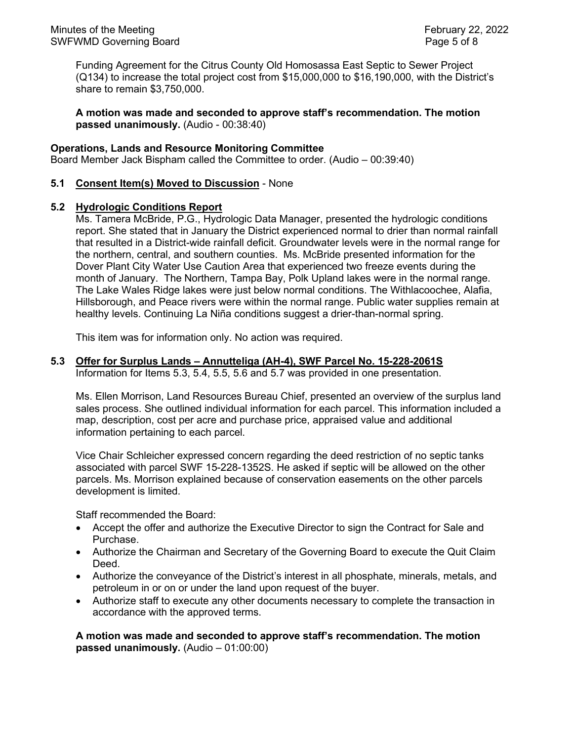Funding Agreement for the Citrus County Old Homosassa East Septic to Sewer Project (Q134) to increase the total project cost from $15,000,000 to $16,190,000, with the District's share to remain $3,750,000.

**A motion was made and seconded to approve staff's recommendation. The motion passed unanimously.** (Audio - 00:38:40)

**Operations, Lands and Resource Monitoring Committee**

Board Member Jack Bispham called the Committee to order. (Audio – 00:39:40)

**5.1 Consent Item(s) Moved to Discussion** - None

**5.2 Hydrologic Conditions Report**

Ms. Tamera McBride, P.G., Hydrologic Data Manager, presented the hydrologic conditions report. She stated that in January the District experienced normal to drier than normal rainfall that resulted in a District-wide rainfall deficit. Groundwater levels were in the normal range for the northern, central, and southern counties. Ms. McBride presented information for the Dover Plant City Water Use Caution Area that experienced two freeze events during the month of January. The Northern, Tampa Bay, Polk Upland lakes were in the normal range. The Lake Wales Ridge lakes were just below normal conditions. The Withlacoochee, Alafia, Hillsborough, and Peace rivers were within the normal range. Public water supplies remain at healthy levels. Continuing La Niña conditions suggest a drier-than-normal spring.

This item was for information only. No action was required.

**5.3 Offer for Surplus Lands – Annutteliga (AH-4), SWF Parcel No. 15-228-2061S**

Information for Items 5.3, 5.4, 5.5, 5.6 and 5.7 was provided in one presentation.

Ms. Ellen Morrison, Land Resources Bureau Chief, presented an overview of the surplus land sales process. She outlined individual information for each parcel. This information included a map, description, cost per acre and purchase price, appraised value and additional information pertaining to each parcel.

Vice Chair Schleicher expressed concern regarding the deed restriction of no septic tanks associated with parcel SWF 15-228-1352S. He asked if septic will be allowed on the other parcels. Ms. Morrison explained because of conservation easements on the other parcels development is limited.

Staff recommended the Board:

- Accept the offer and authorize the Executive Director to sign the Contract for Sale and Purchase.
- Authorize the Chairman and Secretary of the Governing Board to execute the Quit Claim Deed.
- Authorize the conveyance of the District's interest in all phosphate, minerals, metals, and petroleum in or on or under the land upon request of the buyer.
- Authorize staff to execute any other documents necessary to complete the transaction in accordance with the approved terms.

**A motion was made and seconded to approve staff's recommendation. The motion passed unanimously.** (Audio – 01:00:00)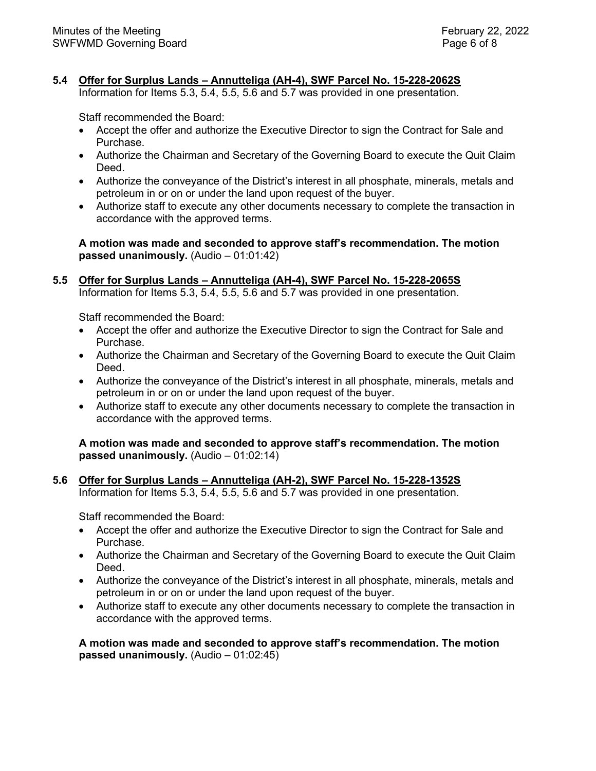**5.4 Offer for Surplus Lands – Annutteliga (AH-4), SWF Parcel No. 15-228-2062S**

Information for Items 5.3, 5.4, 5.5, 5.6 and 5.7 was provided in one presentation.

Staff recommended the Board:

- Accept the offer and authorize the Executive Director to sign the Contract for Sale and Purchase.
- Authorize the Chairman and Secretary of the Governing Board to execute the Quit Claim Deed.
- Authorize the conveyance of the District's interest in all phosphate, minerals, metals and petroleum in or on or under the land upon request of the buyer.
- Authorize staff to execute any other documents necessary to complete the transaction in accordance with the approved terms.

**A motion was made and seconded to approve staff's recommendation. The motion passed unanimously.** (Audio – 01:01:42)

**5.5 Offer for Surplus Lands – Annutteliga (AH-4), SWF Parcel No. 15-228-2065S**

Information for Items 5.3, 5.4, 5.5, 5.6 and 5.7 was provided in one presentation.

Staff recommended the Board:

- Accept the offer and authorize the Executive Director to sign the Contract for Sale and Purchase.
- Authorize the Chairman and Secretary of the Governing Board to execute the Quit Claim Deed.
- Authorize the conveyance of the District's interest in all phosphate, minerals, metals and petroleum in or on or under the land upon request of the buyer.
- Authorize staff to execute any other documents necessary to complete the transaction in accordance with the approved terms.

**A motion was made and seconded to approve staff's recommendation. The motion passed unanimously.** (Audio – 01:02:14)

**5.6 Offer for Surplus Lands – Annutteliga (AH-2), SWF Parcel No. 15-228-1352S**

Information for Items 5.3, 5.4, 5.5, 5.6 and 5.7 was provided in one presentation.

Staff recommended the Board:

- Accept the offer and authorize the Executive Director to sign the Contract for Sale and Purchase.
- Authorize the Chairman and Secretary of the Governing Board to execute the Quit Claim Deed.
- Authorize the conveyance of the District's interest in all phosphate, minerals, metals and petroleum in or on or under the land upon request of the buyer.
- Authorize staff to execute any other documents necessary to complete the transaction in accordance with the approved terms.

**A motion was made and seconded to approve staff's recommendation. The motion passed unanimously.** (Audio – 01:02:45)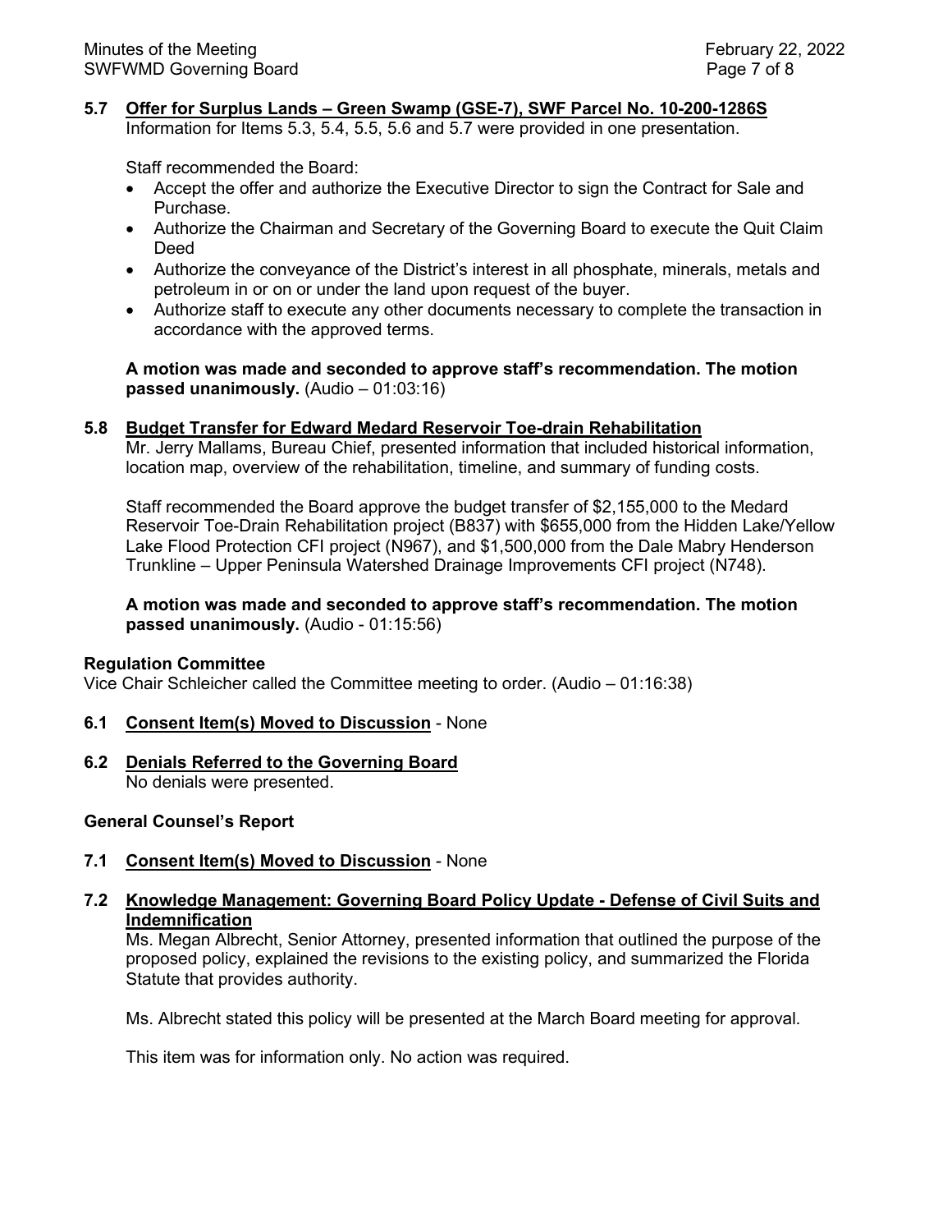**5.7 <u>Offer for Surplus Lands – Green Swamp (GSE-7), SWF Parcel No. 10-200-1286S</u>**

Information for Items 5.3, 5.4, 5.5, 5.6 and 5.7 were provided in one presentation.

Staff recommended the Board:

- Accept the offer and authorize the Executive Director to sign the Contract for Sale and Purchase.
- Authorize the Chairman and Secretary of the Governing Board to execute the Quit Claim Deed
- Authorize the conveyance of the District's interest in all phosphate, minerals, metals and petroleum in or on or under the land upon request of the buyer.
- Authorize staff to execute any other documents necessary to complete the transaction in accordance with the approved terms.

**A motion was made and seconded to approve staff's recommendation. The motion passed unanimously.** (Audio – 01:03:16)

**5.8 <u>Budget Transfer for Edward Medard Reservoir Toe-drain Rehabilitation</u>**

Mr. Jerry Mallams, Bureau Chief, presented information that included historical information, location map, overview of the rehabilitation, timeline, and summary of funding costs.

Staff recommended the Board approve the budget transfer of $2,155,000 to the Medard Reservoir Toe-Drain Rehabilitation project (B837) with $655,000 from the Hidden Lake/Yellow Lake Flood Protection CFI project (N967), and $1,500,000 from the Dale Mabry Henderson Trunkline – Upper Peninsula Watershed Drainage Improvements CFI project (N748).

**A motion was made and seconded to approve staff's recommendation. The motion passed unanimously.** (Audio - 01:15:56)

**Regulation Committee**

Vice Chair Schleicher called the Committee meeting to order. (Audio – 01:16:38)

**6.1 <u>Consent Item(s) Moved to Discussion</u>** - None

**6.2 <u>Denials Referred to the Governing Board</u>**

No denials were presented.

**General Counsel's Report**

**7.1 <u>Consent Item(s) Moved to Discussion</u>** - None

**7.2 <u>Knowledge Management: Governing Board Policy Update - Defense of Civil Suits and Indemnification</u>**

Ms. Megan Albrecht, Senior Attorney, presented information that outlined the purpose of the proposed policy, explained the revisions to the existing policy, and summarized the Florida Statute that provides authority.

Ms. Albrecht stated this policy will be presented at the March Board meeting for approval.

This item was for information only. No action was required.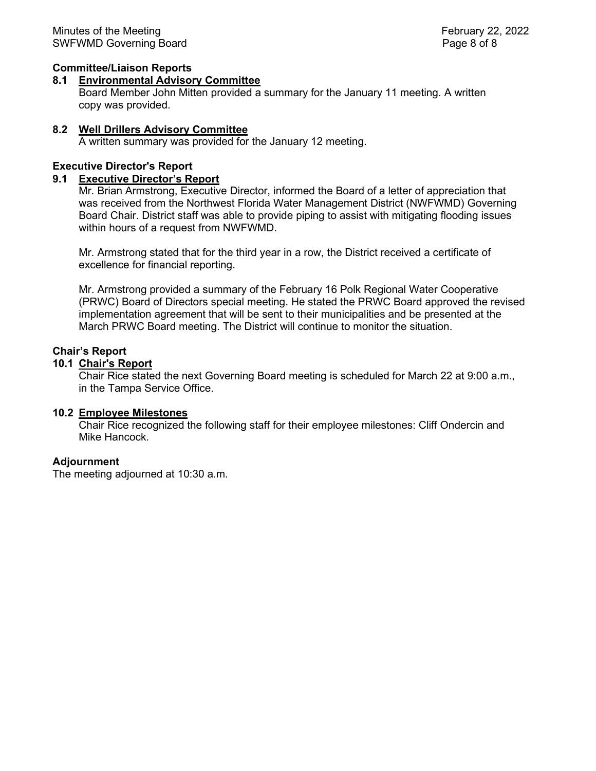## Committee/Liaison Reports

### 8.1 Environmental Advisory Committee

Board Member John Mitten provided a summary for the January 11 meeting. A written copy was provided.

### 8.2 Well Drillers Advisory Committee

A written summary was provided for the January 12 meeting.

## Executive Director's Report

### 9.1 Executive Director's Report

Mr. Brian Armstrong, Executive Director, informed the Board of a letter of appreciation that was received from the Northwest Florida Water Management District (NWFWMD) Governing Board Chair. District staff was able to provide piping to assist with mitigating flooding issues within hours of a request from NWFWMD.

Mr. Armstrong stated that for the third year in a row, the District received a certificate of excellence for financial reporting.

Mr. Armstrong provided a summary of the February 16 Polk Regional Water Cooperative (PRWC) Board of Directors special meeting. He stated the PRWC Board approved the revised implementation agreement that will be sent to their municipalities and be presented at the March PRWC Board meeting. The District will continue to monitor the situation.

## Chair's Report

### 10.1 Chair's Report

Chair Rice stated the next Governing Board meeting is scheduled for March 22 at 9:00 a.m., in the Tampa Service Office.

### 10.2 Employee Milestones

Chair Rice recognized the following staff for their employee milestones: Cliff Ondercin and Mike Hancock.

## Adjournment

The meeting adjourned at 10:30 a.m.